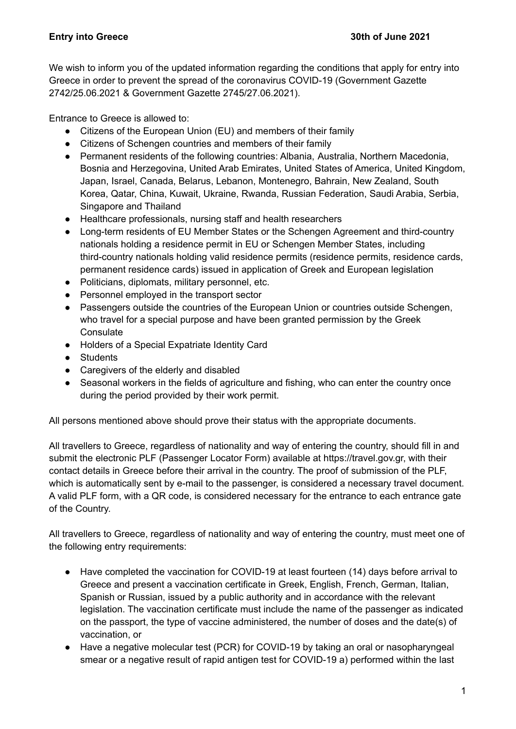**Entry into Greece** **30th of June 2021**

We wish to inform you of the updated information regarding the conditions that apply for entry into Greece in order to prevent the spread of the coronavirus COVID-19 (Government Gazette 2742/25.06.2021 & Government Gazette 2745/27.06.2021).

Entrance to Greece is allowed to:

- Citizens of the European Union (EU) and members of their family
- Citizens of Schengen countries and members of their family
- Permanent residents of the following countries: Albania, Australia, Northern Macedonia, Bosnia and Herzegovina, United Arab Emirates, United States of America, United Kingdom, Japan, Israel, Canada, Belarus, Lebanon, Montenegro, Bahrain, New Zealand, South Korea, Qatar, China, Kuwait, Ukraine, Rwanda, Russian Federation, Saudi Arabia, Serbia, Singapore and Thailand
- Healthcare professionals, nursing staff and health researchers
- Long-term residents of EU Member States or the Schengen Agreement and third-country nationals holding a residence permit in EU or Schengen Member States, including third-country nationals holding valid residence permits (residence permits, residence cards, permanent residence cards) issued in application of Greek and European legislation
- Politicians, diplomats, military personnel, etc.
- Personnel employed in the transport sector
- Passengers outside the countries of the European Union or countries outside Schengen, who travel for a special purpose and have been granted permission by the Greek Consulate
- Holders of a Special Expatriate Identity Card
- Students
- Caregivers of the elderly and disabled
- Seasonal workers in the fields of agriculture and fishing, who can enter the country once during the period provided by their work permit.

All persons mentioned above should prove their status with the appropriate documents.

All travellers to Greece, regardless of nationality and way of entering the country, should fill in and submit the electronic PLF (Passenger Locator Form) available at https://travel.gov.gr, with their contact details in Greece before their arrival in the country. The proof of submission of the PLF, which is automatically sent by e-mail to the passenger, is considered a necessary travel document. A valid PLF form, with a QR code, is considered necessary for the entrance to each entrance gate of the Country.

All travellers to Greece, regardless of nationality and way of entering the country, must meet one of the following entry requirements:

- Have completed the vaccination for COVID-19 at least fourteen (14) days before arrival to Greece and present a vaccination certificate in Greek, English, French, German, Italian, Spanish or Russian, issued by a public authority and in accordance with the relevant legislation. The vaccination certificate must include the name of the passenger as indicated on the passport, the type of vaccine administered, the number of doses and the date(s) of vaccination, or
- Have a negative molecular test (PCR) for COVID-19 by taking an oral or nasopharyngeal smear or a negative result of rapid antigen test for COVID-19 a) performed within the last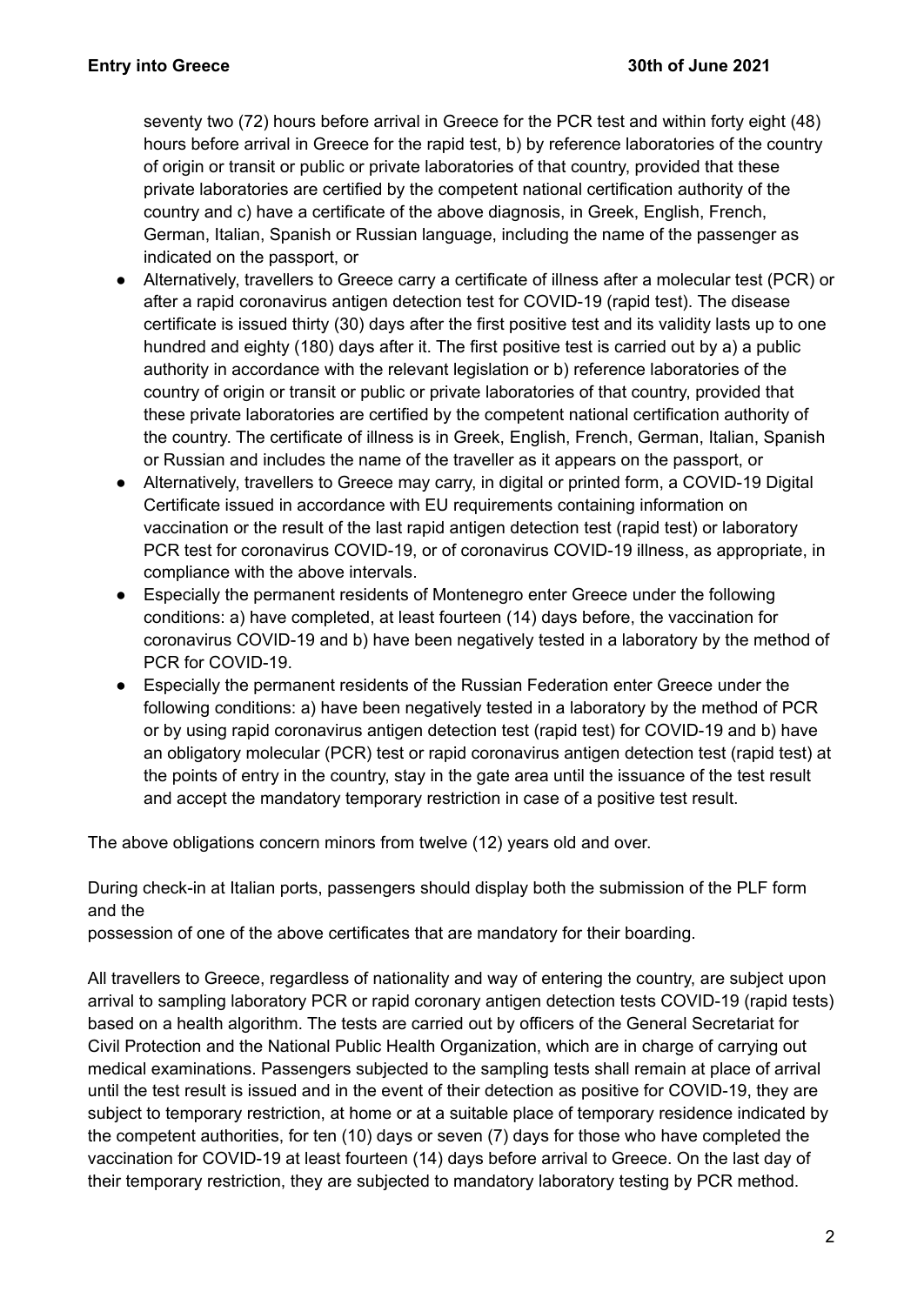seventy two (72) hours before arrival in Greece for the PCR test and within forty eight (48) hours before arrival in Greece for the rapid test, b) by reference laboratories of the country of origin or transit or public or private laboratories of that country, provided that these private laboratories are certified by the competent national certification authority of the country and c) have a certificate of the above diagnosis, in Greek, English, French, German, Italian, Spanish or Russian language, including the name of the passenger as indicated on the passport, or

- Alternatively, travellers to Greece carry a certificate of illness after a molecular test (PCR) or after a rapid coronavirus antigen detection test for COVID-19 (rapid test). The disease certificate is issued thirty (30) days after the first positive test and its validity lasts up to one hundred and eighty (180) days after it. The first positive test is carried out by a) a public authority in accordance with the relevant legislation or b) reference laboratories of the country of origin or transit or public or private laboratories of that country, provided that these private laboratories are certified by the competent national certification authority of the country. The certificate of illness is in Greek, English, French, German, Italian, Spanish or Russian and includes the name of the traveller as it appears on the passport, or
- Alternatively, travellers to Greece may carry, in digital or printed form, a COVID-19 Digital Certificate issued in accordance with EU requirements containing information on vaccination or the result of the last rapid antigen detection test (rapid test) or laboratory PCR test for coronavirus COVID-19, or of coronavirus COVID-19 illness, as appropriate, in compliance with the above intervals.
- Especially the permanent residents of Montenegro enter Greece under the following conditions: a) have completed, at least fourteen (14) days before, the vaccination for coronavirus COVID-19 and b) have been negatively tested in a laboratory by the method of PCR for COVID-19.
- Especially the permanent residents of the Russian Federation enter Greece under the following conditions: a) have been negatively tested in a laboratory by the method of PCR or by using rapid coronavirus antigen detection test (rapid test) for COVID-19 and b) have an obligatory molecular (PCR) test or rapid coronavirus antigen detection test (rapid test) at the points of entry in the country, stay in the gate area until the issuance of the test result and accept the mandatory temporary restriction in case of a positive test result.

The above obligations concern minors from twelve (12) years old and over.

During check-in at Italian ports, passengers should display both the submission of the PLF form and the possession of one of the above certificates that are mandatory for their boarding.

All travellers to Greece, regardless of nationality and way of entering the country, are subject upon arrival to sampling laboratory PCR or rapid coronary antigen detection tests COVID-19 (rapid tests) based on a health algorithm. The tests are carried out by officers of the General Secretariat for Civil Protection and the National Public Health Organization, which are in charge of carrying out medical examinations. Passengers subjected to the sampling tests shall remain at place of arrival until the test result is issued and in the event of their detection as positive for COVID-19, they are subject to temporary restriction, at home or at a suitable place of temporary residence indicated by the competent authorities, for ten (10) days or seven (7) days for those who have completed the vaccination for COVID-19 at least fourteen (14) days before arrival to Greece. On the last day of their temporary restriction, they are subjected to mandatory laboratory testing by PCR method.